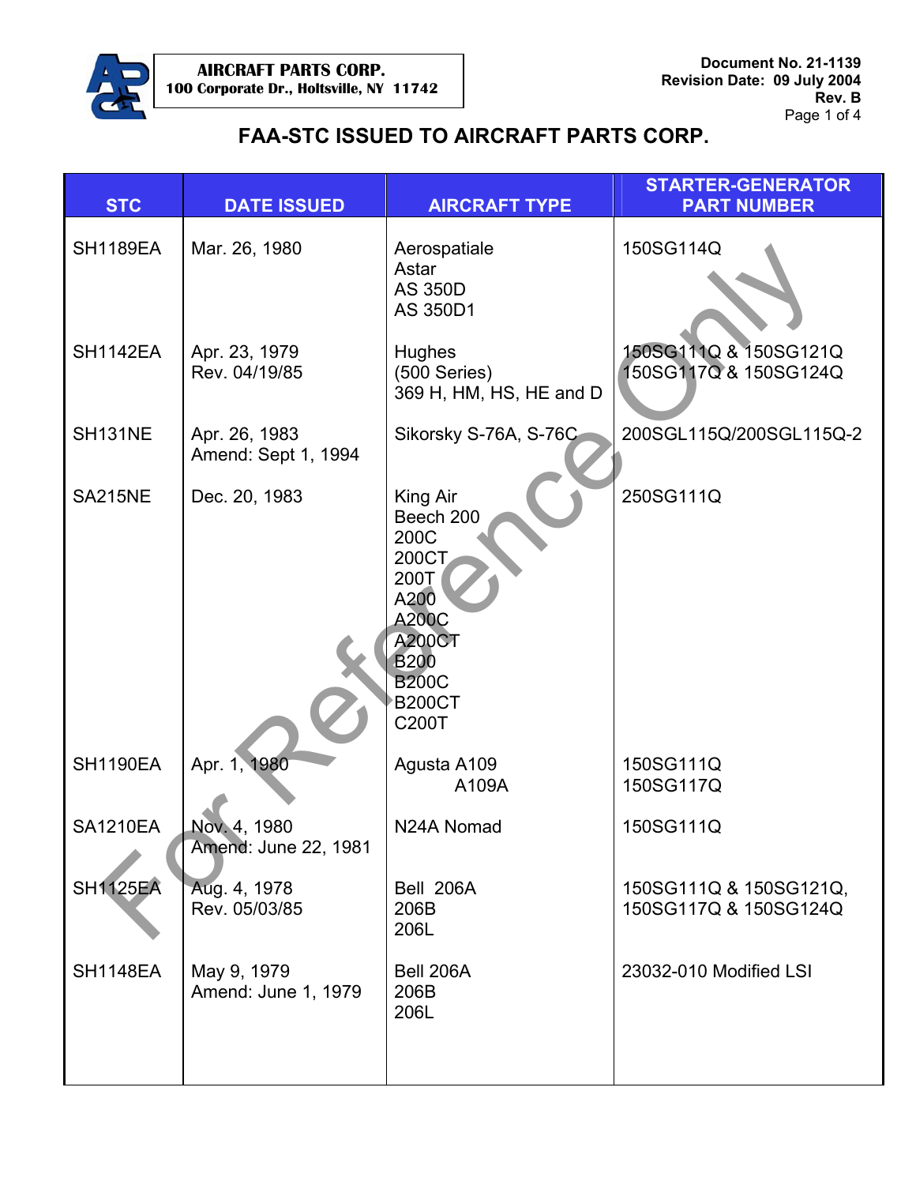**AIRCRAFT PARTS CORP.**
**100 Corporate Dr., Holtsville, NY 11742**

**Document No. 21-1139**
**Revision Date: 09 July 2004**
**Rev. B**

# FAA-STC ISSUED TO AIRCRAFT PARTS CORP.

| STC | DATE ISSUED | AIRCRAFT TYPE | STARTER-GENERATOR PART NUMBER |
|---|---|---|---|
| SH1189EA | Mar. 26, 1980 | Aerospatiale<br>Astar<br>AS 350D<br>AS 350D1 | 150SG114Q |
| SH1142EA | Apr. 23, 1979<br>Rev. 04/19/85 | Hughes<br>(500 Series)<br>369 H, HM, HS, HE and D | 150SG111Q & 150SG121Q<br>150SG117Q & 150SG124Q |
| SH131NE | Apr. 26, 1983<br>Amend: Sept 1, 1994 | Sikorsky S-76A, S-76C | 200SGL115Q/200SGL115Q-2 |
| SA215NE | Dec. 20, 1983 | King Air<br>Beech 200<br>200C<br>200CT<br>200T<br>A200<br>A200C<br>A200CT<br>B200<br>B200C<br>B200CT<br>C200T | 250SG111Q |
| SH1190EA | Apr. 1, 1980 | Agusta A109<br>A109A | 150SG111Q<br>150SG117Q |
| SA1210EA | Nov. 4, 1980<br>Amend: June 22, 1981 | N24A Nomad | 150SG111Q |
| SH1125EA | Aug. 4, 1978<br>Rev. 05/03/85 | Bell 206A<br>206B<br>206L | 150SG111Q & 150SG121Q,<br>150SG117Q & 150SG124Q |
| SH1148EA | May 9, 1979<br>Amend: June 1, 1979 | Bell 206A<br>206B<br>206L | 23032-010 Modified LSI |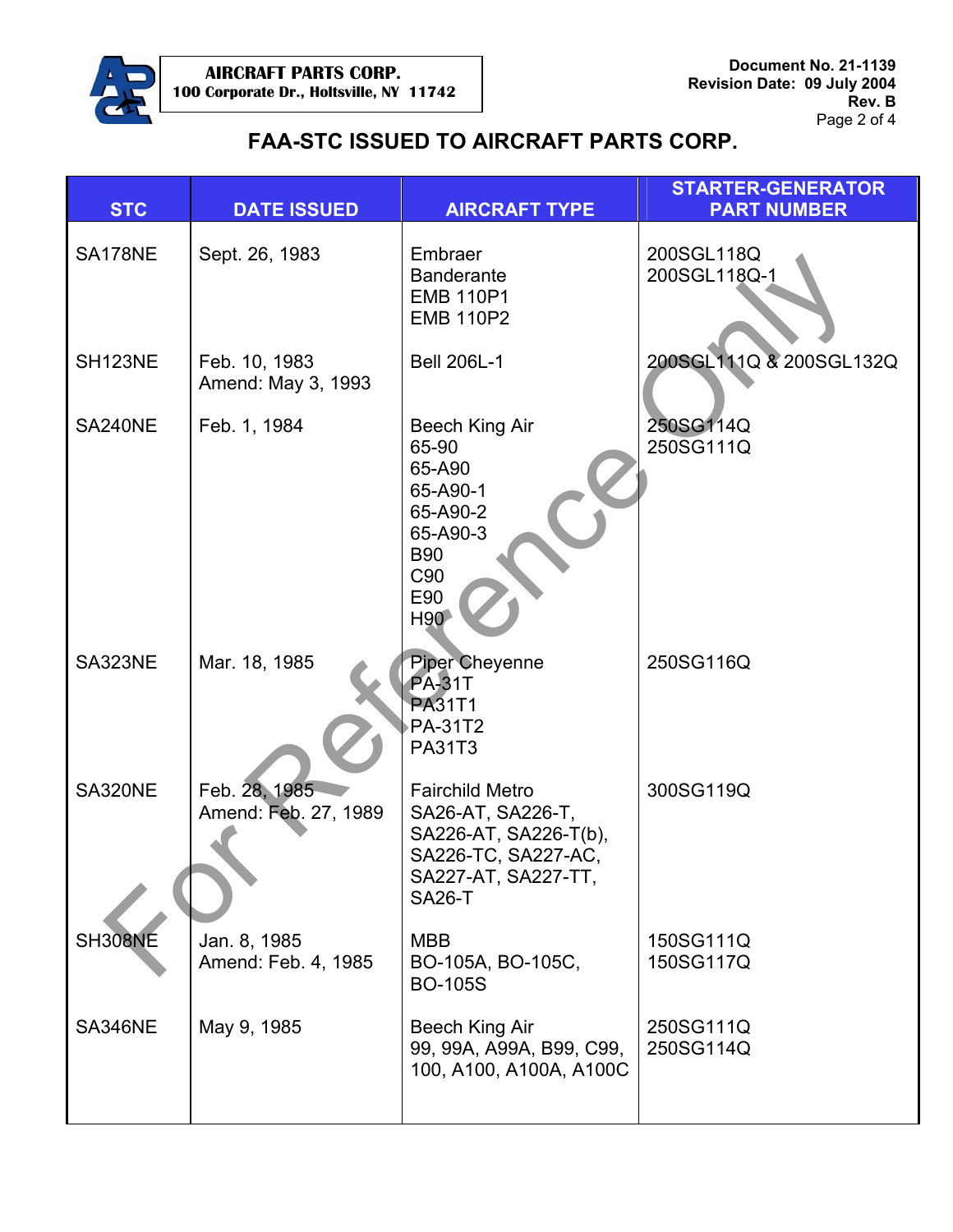# FAA-STC ISSUED TO AIRCRAFT PARTS CORP.

| STC | DATE ISSUED | AIRCRAFT TYPE | STARTER-GENERATOR PART NUMBER |
|---|---|---|---|
| SA178NE | Sept. 26, 1983 | Embraer<br>Banderante<br>EMB 110P1<br>EMB 110P2 | 200SGL118Q<br>200SGL118Q-1 |
| SH123NE | Feb. 10, 1983<br>Amend: May 3, 1993 | Bell 206L-1 | 200SGL111Q & 200SGL132Q |
| SA240NE | Feb. 1, 1984 | Beech King Air<br>65-90<br>65-A90<br>65-A90-1<br>65-A90-2<br>65-A90-3<br>B90<br>C90<br>E90<br>H90 | 250SG114Q<br>250SG111Q |
| SA323NE | Mar. 18, 1985 | Piper Cheyenne<br>PA-31T<br>PA31T1<br>PA-31T2<br>PA31T3 | 250SG116Q |
| SA320NE | Feb. 28, 1985<br>Amend: Feb. 27, 1989 | Fairchild Metro<br>SA26-AT, SA226-T,<br>SA226-AT, SA226-T(b),<br>SA226-TC, SA227-AC,<br>SA227-AT, SA227-TT,<br>SA26-T | 300SG119Q |
| SH308NE | Jan. 8, 1985<br>Amend: Feb. 4, 1985 | MBB<br>BO-105A, BO-105C,<br>BO-105S | 150SG111Q<br>150SG117Q |
| SA346NE | May 9, 1985 | Beech King Air<br>99, 99A, A99A, B99, C99,<br>100, A100, A100A, A100C | 250SG111Q<br>250SG114Q |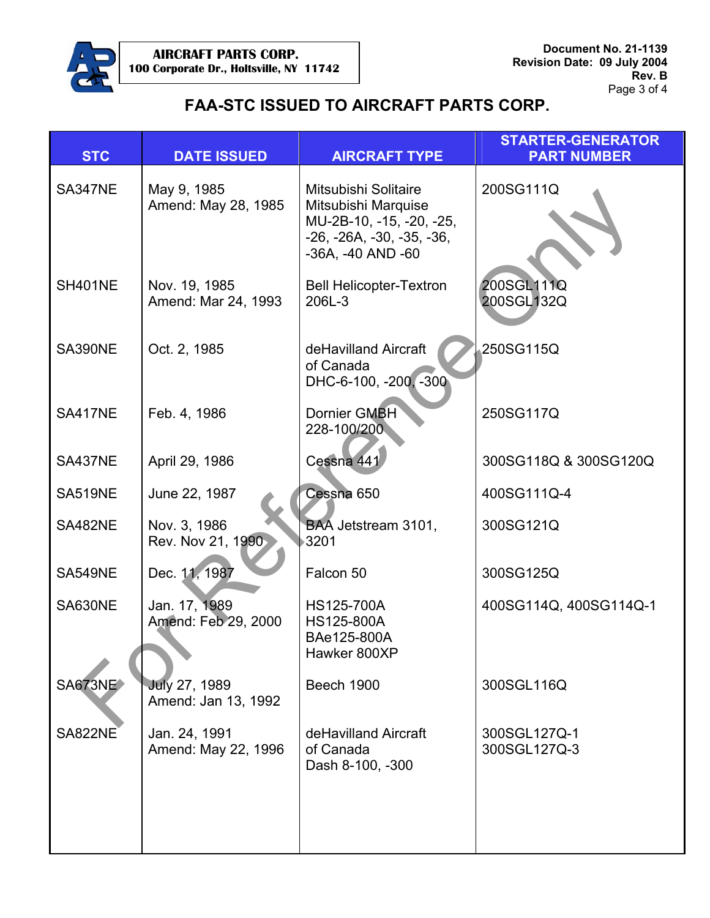AIRCRAFT PARTS CORP.
100 Corporate Dr., Holtsville, NY 11742

Document No. 21-1139
Revision Date: 09 July 2004
Rev. B

# FAA-STC ISSUED TO AIRCRAFT PARTS CORP.

| STC | DATE ISSUED | AIRCRAFT TYPE | STARTER-GENERATOR PART NUMBER |
|---|---|---|---|
| SA347NE | May 9, 1985<br>Amend: May 28, 1985 | Mitsubishi Solitaire<br>Mitsubishi Marquise<br>MU-2B-10, -15, -20, -25, -26, -26A, -30, -35, -36, -36A, -40 AND -60 | 200SG111Q |
| SH401NE | Nov. 19, 1985<br>Amend: Mar 24, 1993 | Bell Helicopter-Textron<br>206L-3 | 200SGL111Q<br>200SGL132Q |
| SA390NE | Oct. 2, 1985 | deHavilland Aircraft of Canada<br>DHC-6-100, -200, -300 | 250SG115Q |
| SA417NE | Feb. 4, 1986 | Dornier GMBH<br>228-100/200 | 250SG117Q |
| SA437NE | April 29, 1986 | Cessna 441 | 300SG118Q & 300SG120Q |
| SA519NE | June 22, 1987 | Cessna 650 | 400SG111Q-4 |
| SA482NE | Nov. 3, 1986<br>Rev. Nov 21, 1990 | BAA Jetstream 3101, 3201 | 300SG121Q |
| SA549NE | Dec. 11, 1987 | Falcon 50 | 300SG125Q |
| SA630NE | Jan. 17, 1989<br>Amend: Feb 29, 2000 | HS125-700A<br>HS125-800A<br>BAe125-800A<br>Hawker 800XP | 400SG114Q, 400SG114Q-1 |
| SA673NE | July 27, 1989<br>Amend: Jan 13, 1992 | Beech 1900 | 300SGL116Q |
| SA822NE | Jan. 24, 1991<br>Amend: May 22, 1996 | deHavilland Aircraft of Canada<br>Dash 8-100, -300 | 300SGL127Q-1<br>300SGL127Q-3 |

For Reference Only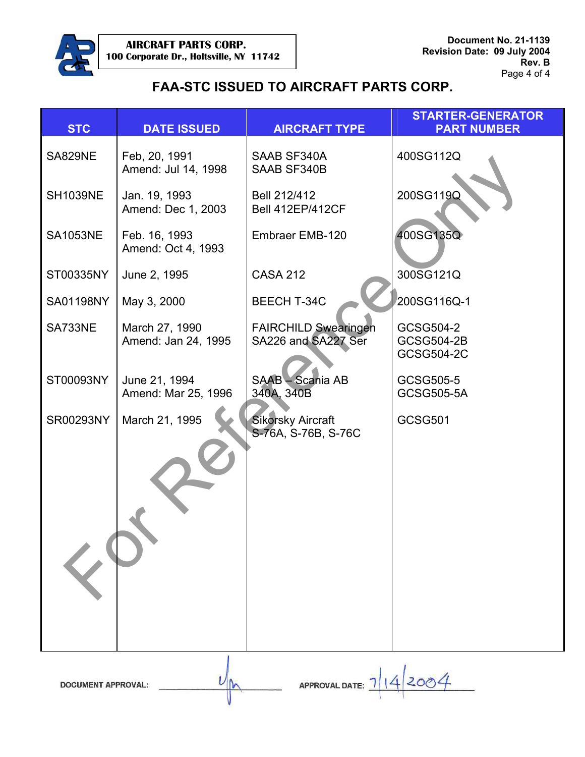**AIRCRAFT PARTS CORP.**
**100 Corporate Dr., Holtsville, NY 11742**

**Document No. 21-1139**
**Revision Date: 09 July 2004**
**Rev. B**

# FAA-STC ISSUED TO AIRCRAFT PARTS CORP.

| STC | DATE ISSUED | AIRCRAFT TYPE | STARTER-GENERATOR PART NUMBER |
|---|---|---|---|
| SA829NE | Feb, 20, 1991<br>Amend: Jul 14, 1998 | SAAB SF340A<br>SAAB SF340B | 400SG112Q |
| SH1039NE | Jan. 19, 1993<br>Amend: Dec 1, 2003 | Bell 212/412<br>Bell 412EP/412CF | 200SG119Q |
| SA1053NE | Feb. 16, 1993<br>Amend: Oct 4, 1993 | Embraer EMB-120 | 400SG135Q |
| ST00335NY | June 2, 1995 | CASA 212 | 300SG121Q |
| SA01198NY | May 3, 2000 | BEECH T-34C | 200SG116Q-1 |
| SA733NE | March 27, 1990<br>Amend: Jan 24, 1995 | FAIRCHILD Swearingen<br>SA226 and SA227 Ser | GCSG504-2<br>GCSG504-2B<br>GCSG504-2C |
| ST00093NY | June 21, 1994<br>Amend: Mar 25, 1996 | SAAB – Scania AB<br>340A, 340B | GCSG505-5<br>GCSG505-5A |
| SR00293NY | March 21, 1995 | Sikorsky Aircraft<br>S-76A, S-76B, S-76C | GCSG501 |

For Reference Only

DOCUMENT APPROVAL: VM    APPROVAL DATE: 7/14/2004